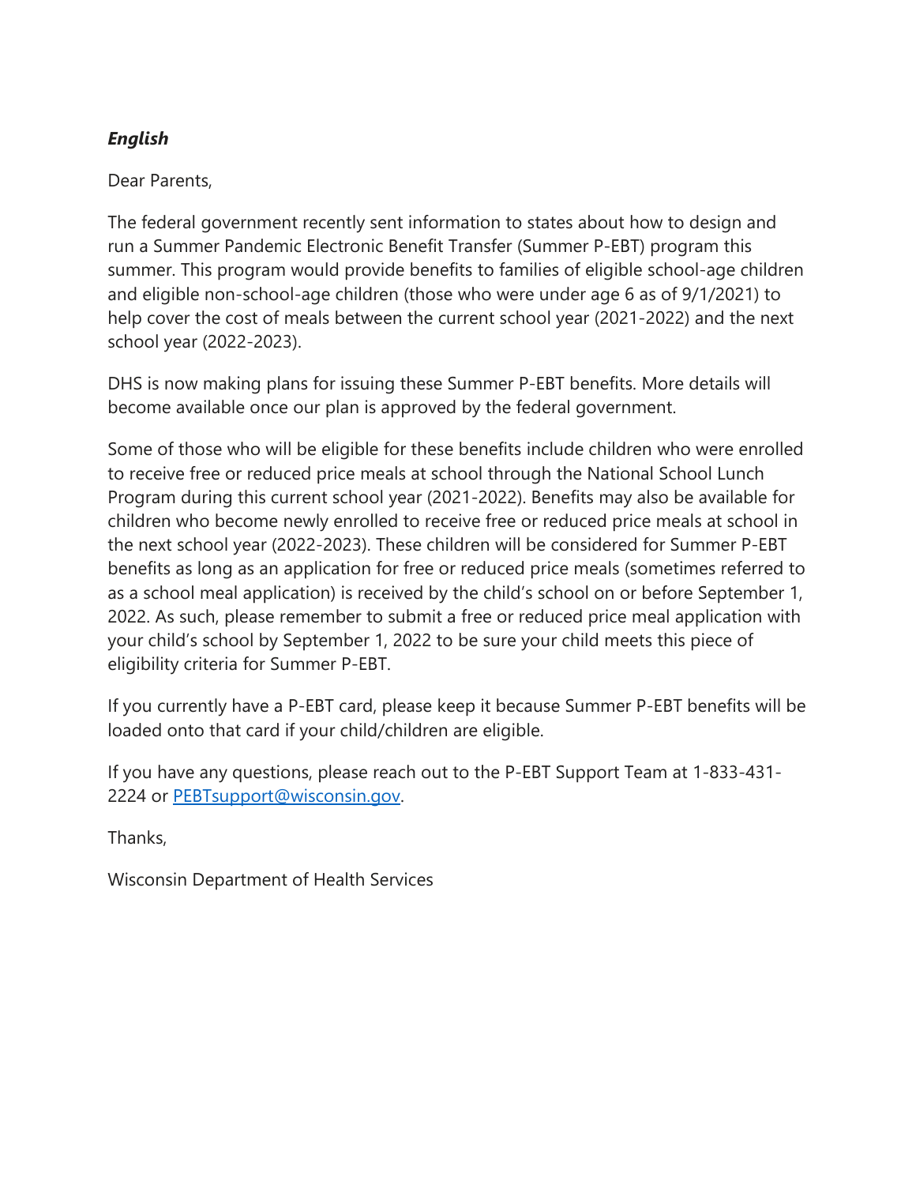***English***

Dear Parents,

The federal government recently sent information to states about how to design and run a Summer Pandemic Electronic Benefit Transfer (Summer P-EBT) program this summer. This program would provide benefits to families of eligible school-age children and eligible non-school-age children (those who were under age 6 as of 9/1/2021) to help cover the cost of meals between the current school year (2021-2022) and the next school year (2022-2023).

DHS is now making plans for issuing these Summer P-EBT benefits. More details will become available once our plan is approved by the federal government.

Some of those who will be eligible for these benefits include children who were enrolled to receive free or reduced price meals at school through the National School Lunch Program during this current school year (2021-2022). Benefits may also be available for children who become newly enrolled to receive free or reduced price meals at school in the next school year (2022-2023). These children will be considered for Summer P-EBT benefits as long as an application for free or reduced price meals (sometimes referred to as a school meal application) is received by the child's school on or before September 1, 2022. As such, please remember to submit a free or reduced price meal application with your child's school by September 1, 2022 to be sure your child meets this piece of eligibility criteria for Summer P-EBT.

If you currently have a P-EBT card, please keep it because Summer P-EBT benefits will be loaded onto that card if your child/children are eligible.

If you have any questions, please reach out to the P-EBT Support Team at 1-833-431-2224 or [PEBTsupport@wisconsin.gov](mailto:PEBTsupport@wisconsin.gov).

Thanks,

Wisconsin Department of Health Services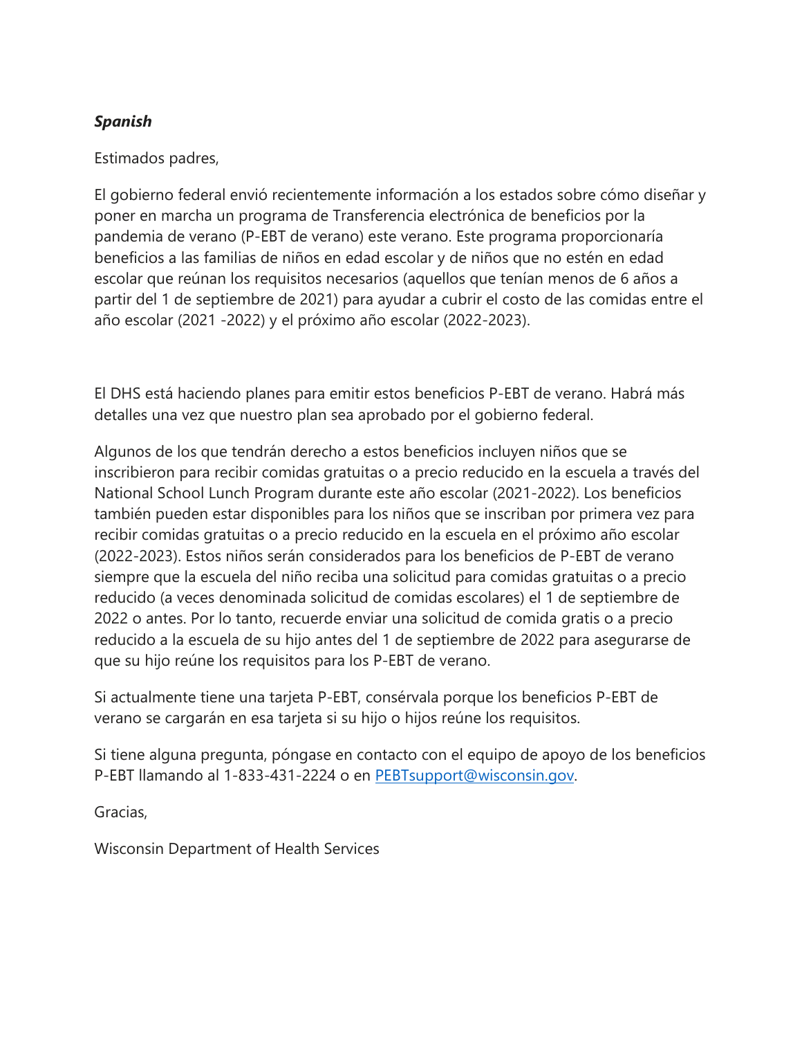***Spanish***

Estimados padres,

El gobierno federal envió recientemente información a los estados sobre cómo diseñar y poner en marcha un programa de Transferencia electrónica de beneficios por la pandemia de verano (P-EBT de verano) este verano. Este programa proporcionaría beneficios a las familias de niños en edad escolar y de niños que no estén en edad escolar que reúnan los requisitos necesarios (aquellos que tenían menos de 6 años a partir del 1 de septiembre de 2021) para ayudar a cubrir el costo de las comidas entre el año escolar (2021 -2022) y el próximo año escolar (2022-2023).

El DHS está haciendo planes para emitir estos beneficios P-EBT de verano. Habrá más detalles una vez que nuestro plan sea aprobado por el gobierno federal.

Algunos de los que tendrán derecho a estos beneficios incluyen niños que se inscribieron para recibir comidas gratuitas o a precio reducido en la escuela a través del National School Lunch Program durante este año escolar (2021-2022). Los beneficios también pueden estar disponibles para los niños que se inscriban por primera vez para recibir comidas gratuitas o a precio reducido en la escuela en el próximo año escolar (2022-2023). Estos niños serán considerados para los beneficios de P-EBT de verano siempre que la escuela del niño reciba una solicitud para comidas gratuitas o a precio reducido (a veces denominada solicitud de comidas escolares) el 1 de septiembre de 2022 o antes. Por lo tanto, recuerde enviar una solicitud de comida gratis o a precio reducido a la escuela de su hijo antes del 1 de septiembre de 2022 para asegurarse de que su hijo reúne los requisitos para los P-EBT de verano.

Si actualmente tiene una tarjeta P-EBT, consérvala porque los beneficios P-EBT de verano se cargarán en esa tarjeta si su hijo o hijos reúne los requisitos.

Si tiene alguna pregunta, póngase en contacto con el equipo de apoyo de los beneficios P-EBT llamando al 1-833-431-2224 o en [PEBTsupport@wisconsin.gov](mailto:PEBTsupport@wisconsin.gov).

Gracias,

Wisconsin Department of Health Services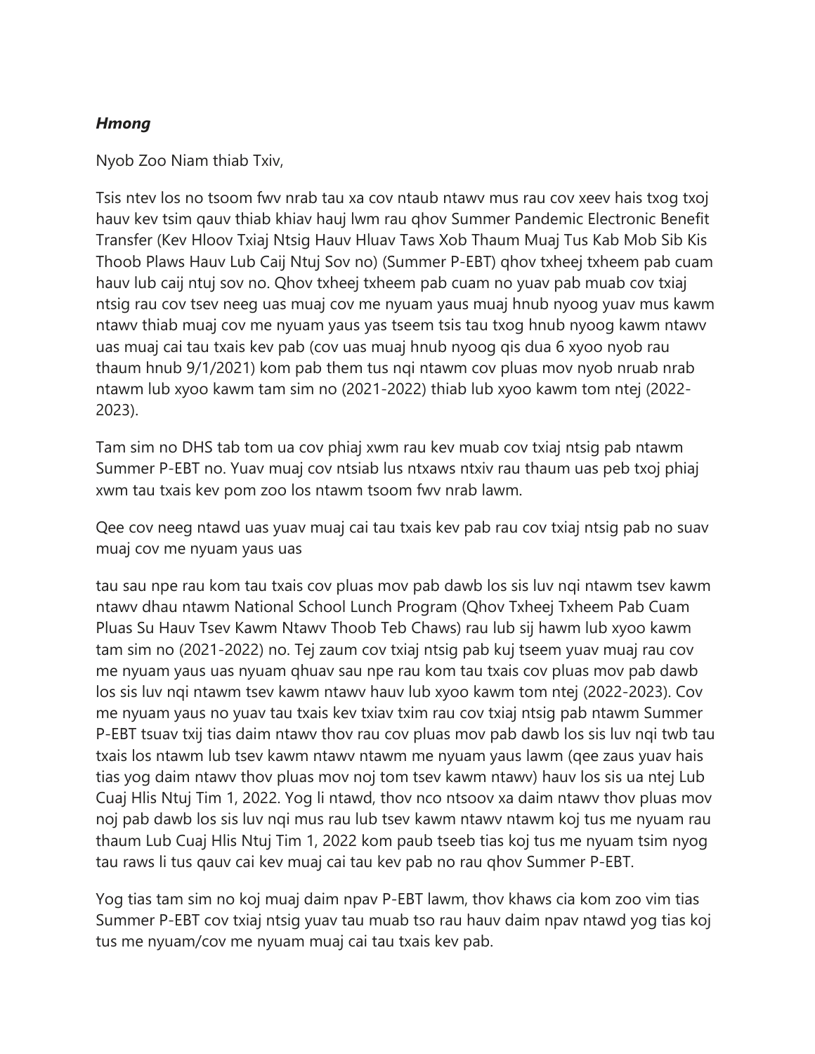***Hmong***

Nyob Zoo Niam thiab Txiv,

Tsis ntev los no tsoom fwv nrab tau xa cov ntaub ntawv mus rau cov xeev hais txog txoj hauv kev tsim qauv thiab khiav hauj lwm rau qhov Summer Pandemic Electronic Benefit Transfer (Kev Hloov Txiaj Ntsig Hauv Hluav Taws Xob Thaum Muaj Tus Kab Mob Sib Kis Thoob Plaws Hauv Lub Caij Ntuj Sov no) (Summer P-EBT) qhov txheej txheem pab cuam hauv lub caij ntuj sov no. Qhov txheej txheem pab cuam no yuav pab muab cov txiaj ntsig rau cov tsev neeg uas muaj cov me nyuam yaus muaj hnub nyoog yuav mus kawm ntawv thiab muaj cov me nyuam yaus yas tseem tsis tau txog hnub nyoog kawm ntawv uas muaj cai tau txais kev pab (cov uas muaj hnub nyoog qis dua 6 xyoo nyob rau thaum hnub 9/1/2021) kom pab them tus nqi ntawm cov pluas mov nyob nruab nrab ntawm lub xyoo kawm tam sim no (2021-2022) thiab lub xyoo kawm tom ntej (2022-2023).

Tam sim no DHS tab tom ua cov phiaj xwm rau kev muab cov txiaj ntsig pab ntawm Summer P-EBT no. Yuav muaj cov ntsiab lus ntxaws ntxiv rau thaum uas peb txoj phiaj xwm tau txais kev pom zoo los ntawm tsoom fwv nrab lawm.

Qee cov neeg ntawd uas yuav muaj cai tau txais kev pab rau cov txiaj ntsig pab no suav muaj cov me nyuam yaus uas

tau sau npe rau kom tau txais cov pluas mov pab dawb los sis luv nqi ntawm tsev kawm ntawv dhau ntawm National School Lunch Program (Qhov Txheej Txheem Pab Cuam Pluas Su Hauv Tsev Kawm Ntawv Thoob Teb Chaws) rau lub sij hawm lub xyoo kawm tam sim no (2021-2022) no. Tej zaum cov txiaj ntsig pab kuj tseem yuav muaj rau cov me nyuam yaus uas nyuam qhuav sau npe rau kom tau txais cov pluas mov pab dawb los sis luv nqi ntawm tsev kawm ntawv hauv lub xyoo kawm tom ntej (2022-2023). Cov me nyuam yaus no yuav tau txais kev txiav txim rau cov txiaj ntsig pab ntawm Summer P-EBT tsuav txij tias daim ntawv thov rau cov pluas mov pab dawb los sis luv nqi twb tau txais los ntawm lub tsev kawm ntawv ntawm me nyuam yaus lawm (qee zaus yuav hais tias yog daim ntawv thov pluas mov noj tom tsev kawm ntawv) hauv los sis ua ntej Lub Cuaj Hlis Ntuj Tim 1, 2022. Yog li ntawd, thov nco ntsoov xa daim ntawv thov pluas mov noj pab dawb los sis luv nqi mus rau lub tsev kawm ntawv ntawm koj tus me nyuam rau thaum Lub Cuaj Hlis Ntuj Tim 1, 2022 kom paub tseeb tias koj tus me nyuam tsim nyog tau raws li tus qauv cai kev muaj cai tau kev pab no rau qhov Summer P-EBT.

Yog tias tam sim no koj muaj daim npav P-EBT lawm, thov khaws cia kom zoo vim tias Summer P-EBT cov txiaj ntsig yuav tau muab tso rau hauv daim npav ntawd yog tias koj tus me nyuam/cov me nyuam muaj cai tau txais kev pab.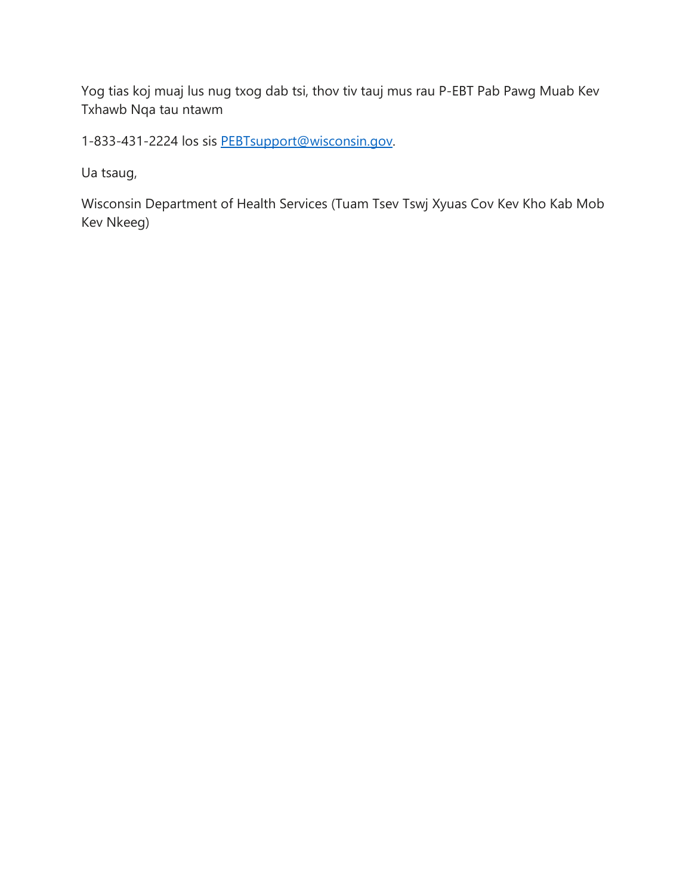Yog tias koj muaj lus nug txog dab tsi, thov tiv tauj mus rau P-EBT Pab Pawg Muab Kev Txhawb Nqa tau ntawm

1-833-431-2224 los sis [PEBTsupport@wisconsin.gov](mailto:PEBTsupport@wisconsin.gov).

Ua tsaug,

Wisconsin Department of Health Services (Tuam Tsev Tswj Xyuas Cov Kev Kho Kab Mob Kev Nkeeg)